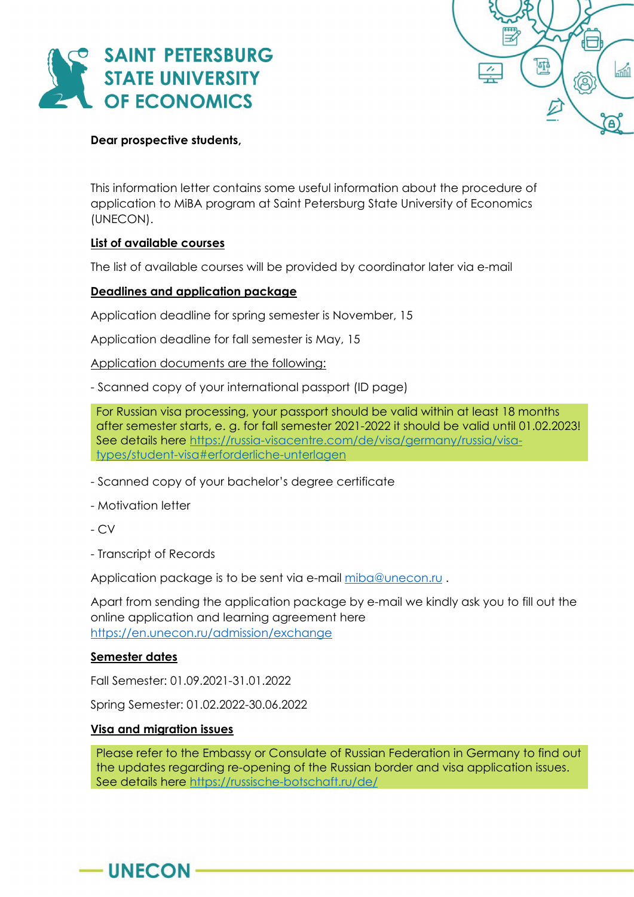# SAINT PETERSBURG STATE UNIVERSITY OF ECONOMICS

**Dear prospective students,**

This information letter contains some useful information about the procedure of application to MiBA program at Saint Petersburg State University of Economics (UNECON).

**List of available courses**

The list of available courses will be provided by coordinator later via e-mail

**Deadlines and application package**

Application deadline for spring semester is November, 15

Application deadline for fall semester is May, 15

Application documents are the following:

- Scanned copy of your international passport (ID page)

For Russian visa processing, your passport should be valid within at least 18 months after semester starts, e. g. for fall semester 2021-2022 it should be valid until 01.02.2023! See details here https://russia-visacentre.com/de/visa/germany/russia/visa-types/student-visa#erforderliche-unterlagen

- Scanned copy of your bachelor's degree certificate
- Motivation letter
- CV
- Transcript of Records

Application package is to be sent via e-mail miba@unecon.ru .

Apart from sending the application package by e-mail we kindly ask you to fill out the online application and learning agreement here https://en.unecon.ru/admission/exchange

**Semester dates**

Fall Semester: 01.09.2021-31.01.2022

Spring Semester: 01.02.2022-30.06.2022

**Visa and migration issues**

Please refer to the Embassy or Consulate of Russian Federation in Germany to find out the updates regarding re-opening of the Russian border and visa application issues. See details here https://russische-botschaft.ru/de/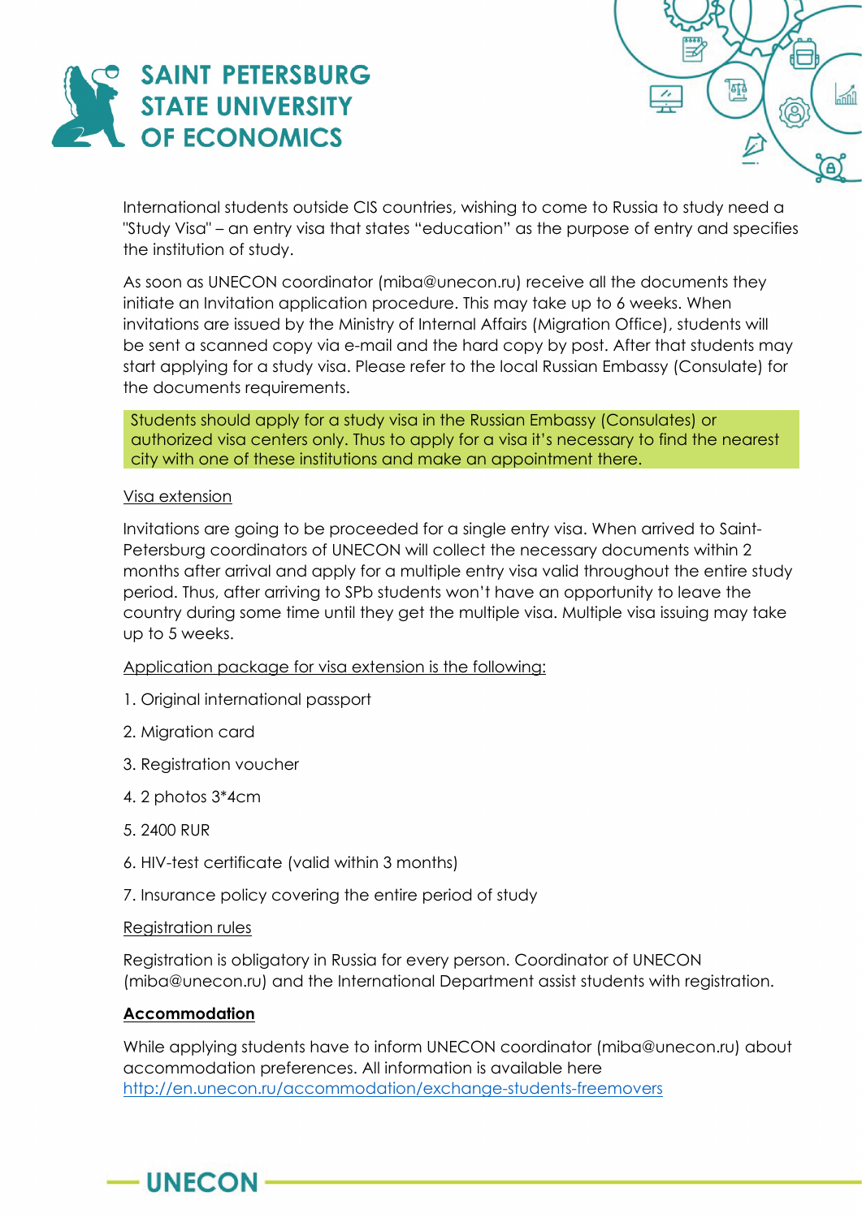International students outside CIS countries, wishing to come to Russia to study need a "Study Visa" – an entry visa that states "education" as the purpose of entry and specifies the institution of study.

As soon as UNECON coordinator (miba@unecon.ru) receive all the documents they initiate an Invitation application procedure. This may take up to 6 weeks. When invitations are issued by the Ministry of Internal Affairs (Migration Office), students will be sent a scanned copy via e-mail and the hard copy by post. After that students may start applying for a study visa. Please refer to the local Russian Embassy (Consulate) for the documents requirements.

Students should apply for a study visa in the Russian Embassy (Consulates) or authorized visa centers only. Thus to apply for a visa it's necessary to find the nearest city with one of these institutions and make an appointment there.

Visa extension

Invitations are going to be proceeded for a single entry visa. When arrived to Saint-Petersburg coordinators of UNECON will collect the necessary documents within 2 months after arrival and apply for a multiple entry visa valid throughout the entire study period. Thus, after arriving to SPb students won't have an opportunity to leave the country during some time until they get the multiple visa. Multiple visa issuing may take up to 5 weeks.

Application package for visa extension is the following:

1. Original international passport
2. Migration card
3. Registration voucher
4. 2 photos 3*4cm
5. 2400 RUR
6. HIV-test certificate (valid within 3 months)
7. Insurance policy covering the entire period of study

Registration rules

Registration is obligatory in Russia for every person. Coordinator of UNECON (miba@unecon.ru) and the International Department assist students with registration.

**Accommodation**

While applying students have to inform UNECON coordinator (miba@unecon.ru) about accommodation preferences. All information is available here http://en.unecon.ru/accommodation/exchange-students-freemovers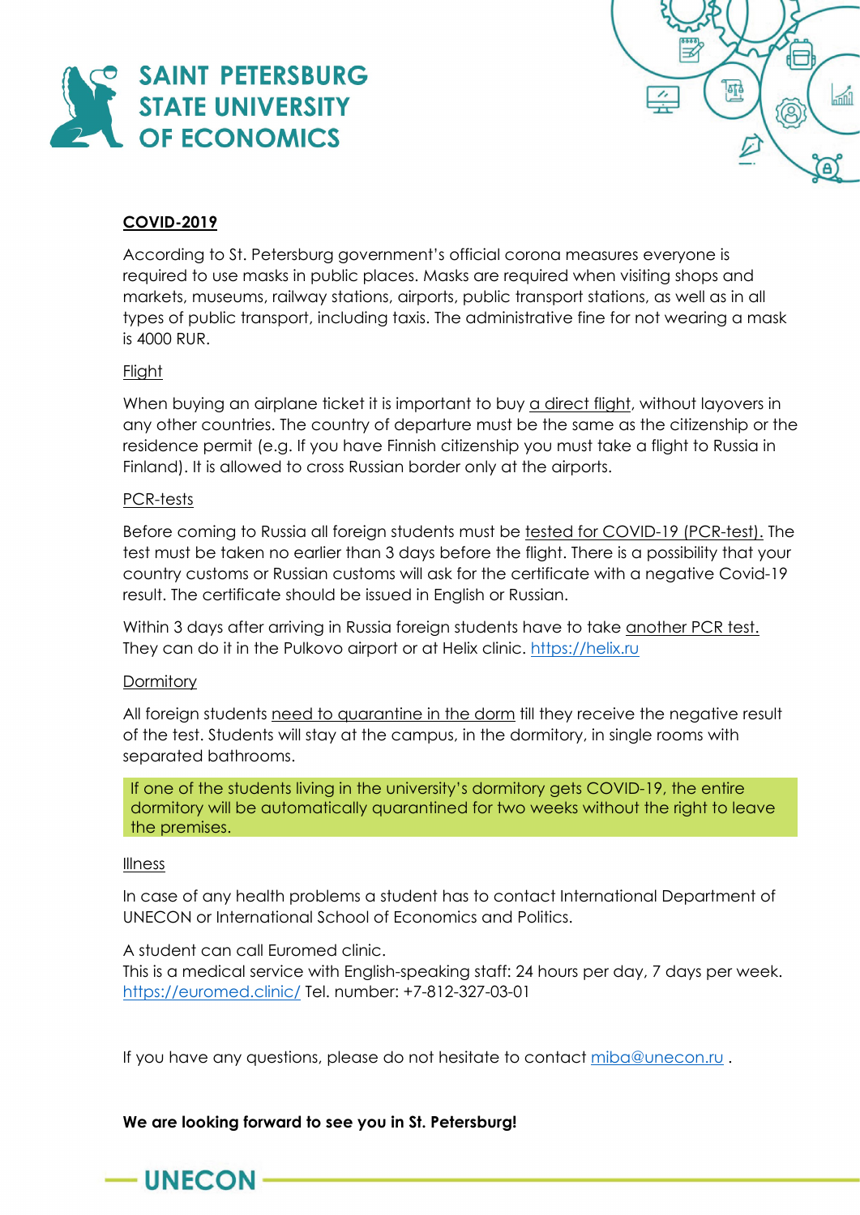**SAINT PETERSBURG STATE UNIVERSITY OF ECONOMICS**

## COVID-2019

According to St. Petersburg government's official corona measures everyone is required to use masks in public places. Masks are required when visiting shops and markets, museums, railway stations, airports, public transport stations, as well as in all types of public transport, including taxis. The administrative fine for not wearing a mask is 4000 RUR.

### Flight

When buying an airplane ticket it is important to buy a direct flight, without layovers in any other countries. The country of departure must be the same as the citizenship or the residence permit (e.g. If you have Finnish citizenship you must take a flight to Russia in Finland). It is allowed to cross Russian border only at the airports.

### PCR-tests

Before coming to Russia all foreign students must be tested for COVID-19 (PCR-test). The test must be taken no earlier than 3 days before the flight. There is a possibility that your country customs or Russian customs will ask for the certificate with a negative Covid-19 result. The certificate should be issued in English or Russian.

Within 3 days after arriving in Russia foreign students have to take another PCR test. They can do it in the Pulkovo airport or at Helix clinic. https://helix.ru

### Dormitory

All foreign students need to quarantine in the dorm till they receive the negative result of the test. Students will stay at the campus, in the dormitory, in single rooms with separated bathrooms.

If one of the students living in the university's dormitory gets COVID-19, the entire dormitory will be automatically quarantined for two weeks without the right to leave the premises.

### Illness

In case of any health problems a student has to contact International Department of UNECON or International School of Economics and Politics.

A student can call Euromed clinic.
This is a medical service with English-speaking staff: 24 hours per day, 7 days per week. https://euromed.clinic/ Tel. number: +7-812-327-03-01

If you have any questions, please do not hesitate to contact miba@unecon.ru .

**We are looking forward to see you in St. Petersburg!**

UNECON